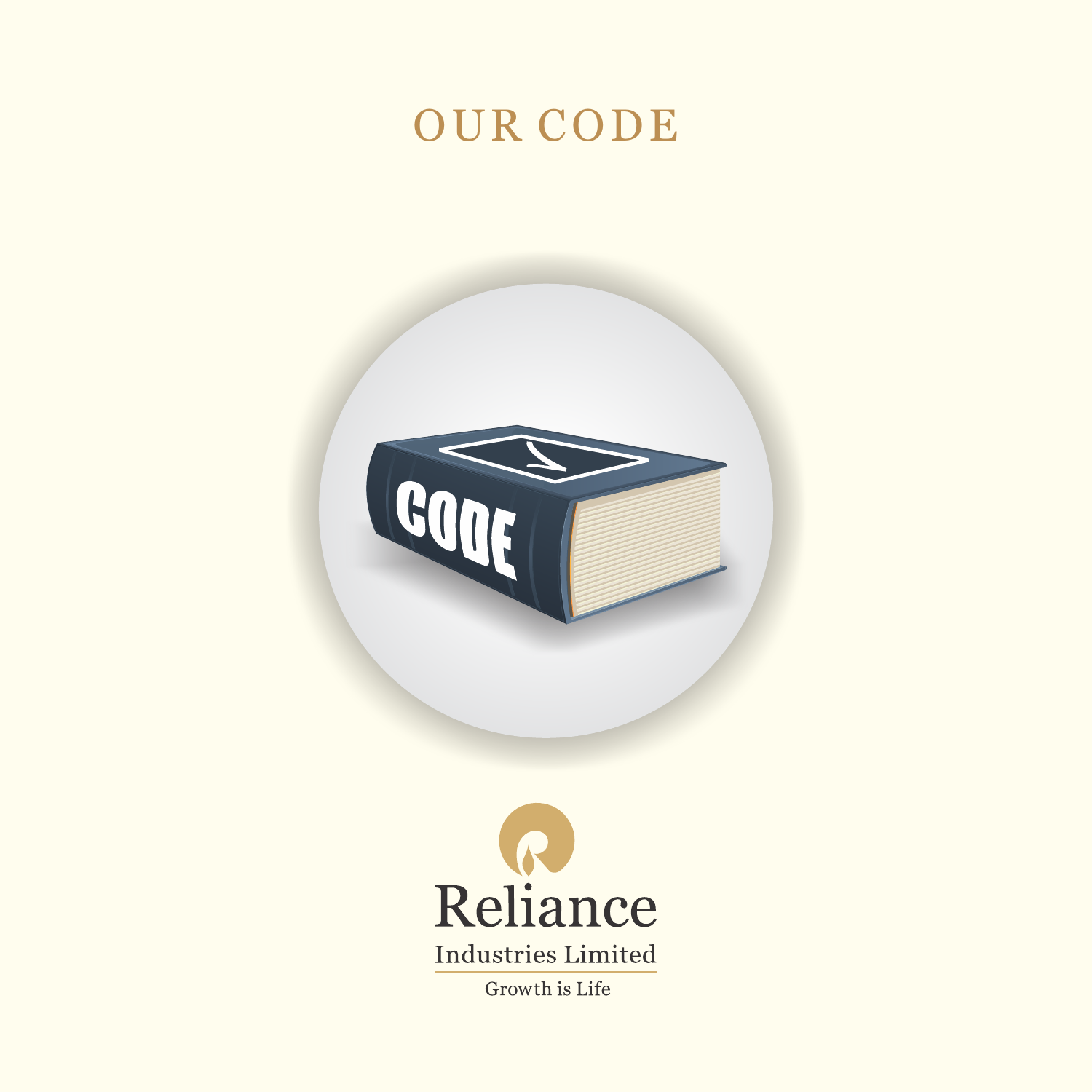# OUR CODE

Reliance

Industries Limited

Growth is Life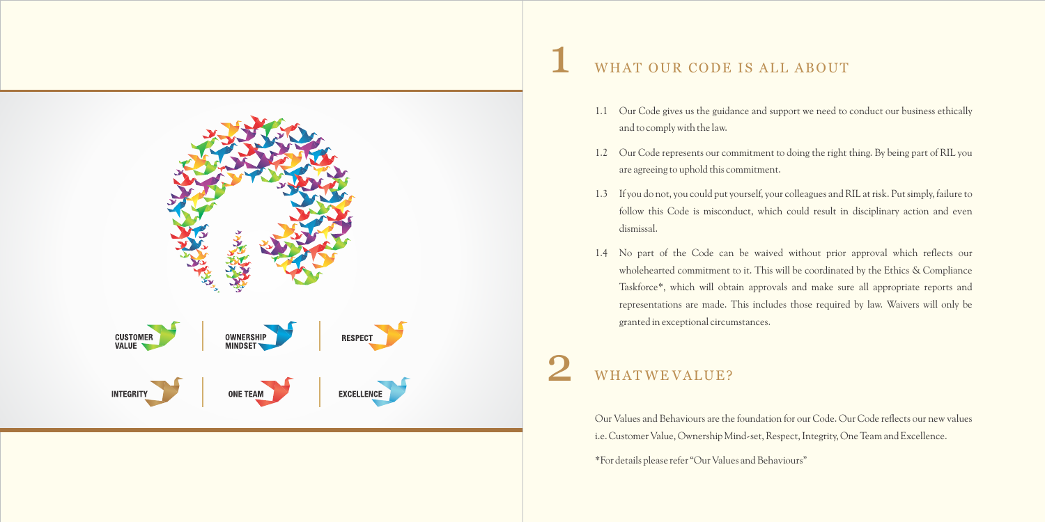## 1 WHAT OUR CODE IS ALL ABOUT

1.1 Our Code gives us the guidance and support we need to conduct our business ethically and to comply with the law.

1.2 Our Code represents our commitment to doing the right thing. By being part of RIL you are agreeing to uphold this commitment.

1.3 If you do not, you could put yourself, your colleagues and RIL at risk. Put simply, failure to follow this Code is misconduct, which could result in disciplinary action and even dismissal.

1.4 No part of the Code can be waived without prior approval which reflects our wholehearted commitment to it. This will be coordinated by the Ethics & Compliance Taskforce*, which will obtain approvals and make sure all appropriate reports and representations are made. This includes those required by law. Waivers will only be granted in exceptional circumstances.

## 2 WHAT WE VALUE?

Our Values and Behaviours are the foundation for our Code. Our Code reflects our new values i.e. Customer Value, Ownership Mind-set, Respect, Integrity, One Team and Excellence.

*For details please refer "Our Values and Behaviours"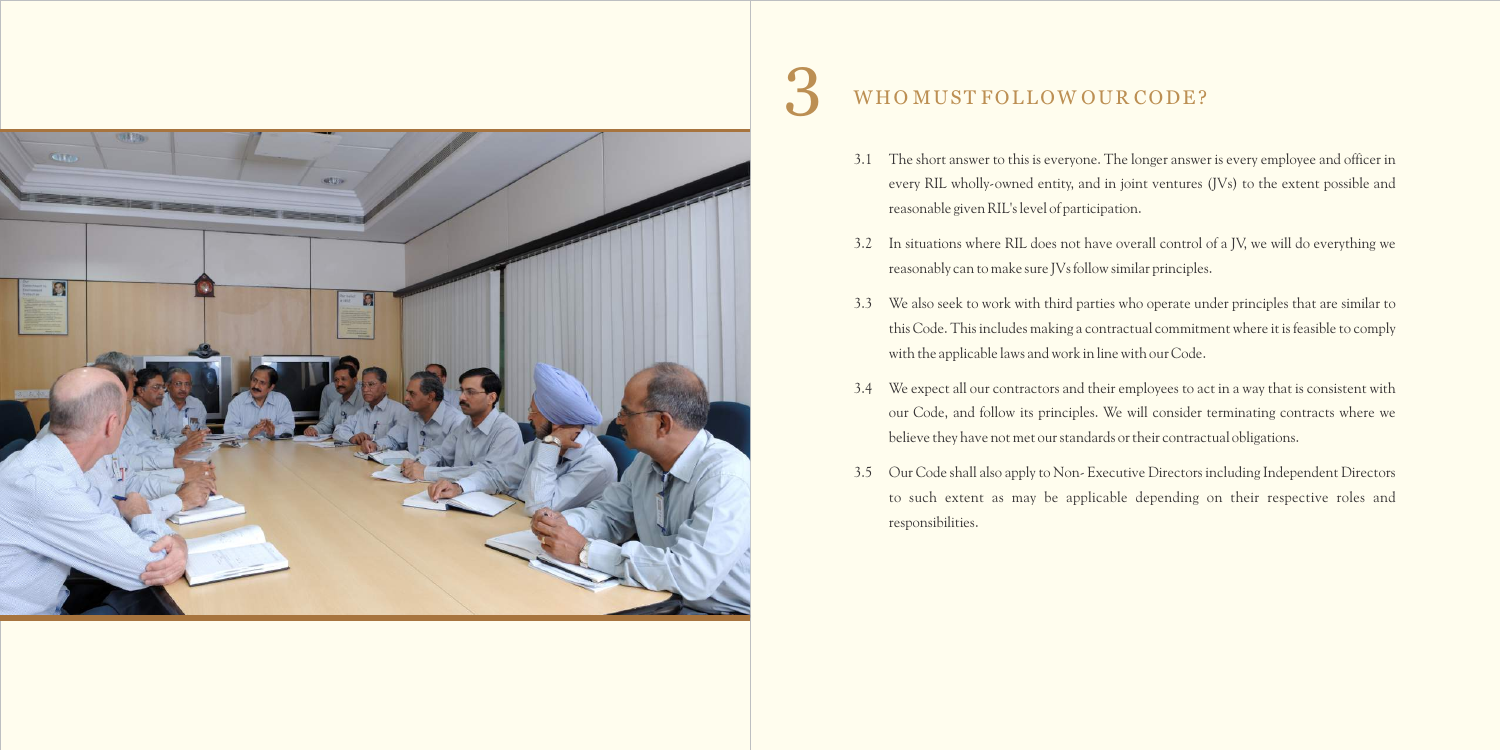# 3 WHO MUST FOLLOW OUR CODE?

3.1 The short answer to this is everyone. The longer answer is every employee and officer in every RIL wholly-owned entity, and in joint ventures (JVs) to the extent possible and reasonable given RIL's level of participation.

3.2 In situations where RIL does not have overall control of a JV, we will do everything we reasonably can to make sure JVs follow similar principles.

3.3 We also seek to work with third parties who operate under principles that are similar to this Code. This includes making a contractual commitment where it is feasible to comply with the applicable laws and work in line with our Code.

3.4 We expect all our contractors and their employees to act in a way that is consistent with our Code, and follow its principles. We will consider terminating contracts where we believe they have not met our standards or their contractual obligations.

3.5 Our Code shall also apply to Non- Executive Directors including Independent Directors to such extent as may be applicable depending on their respective roles and responsibilities.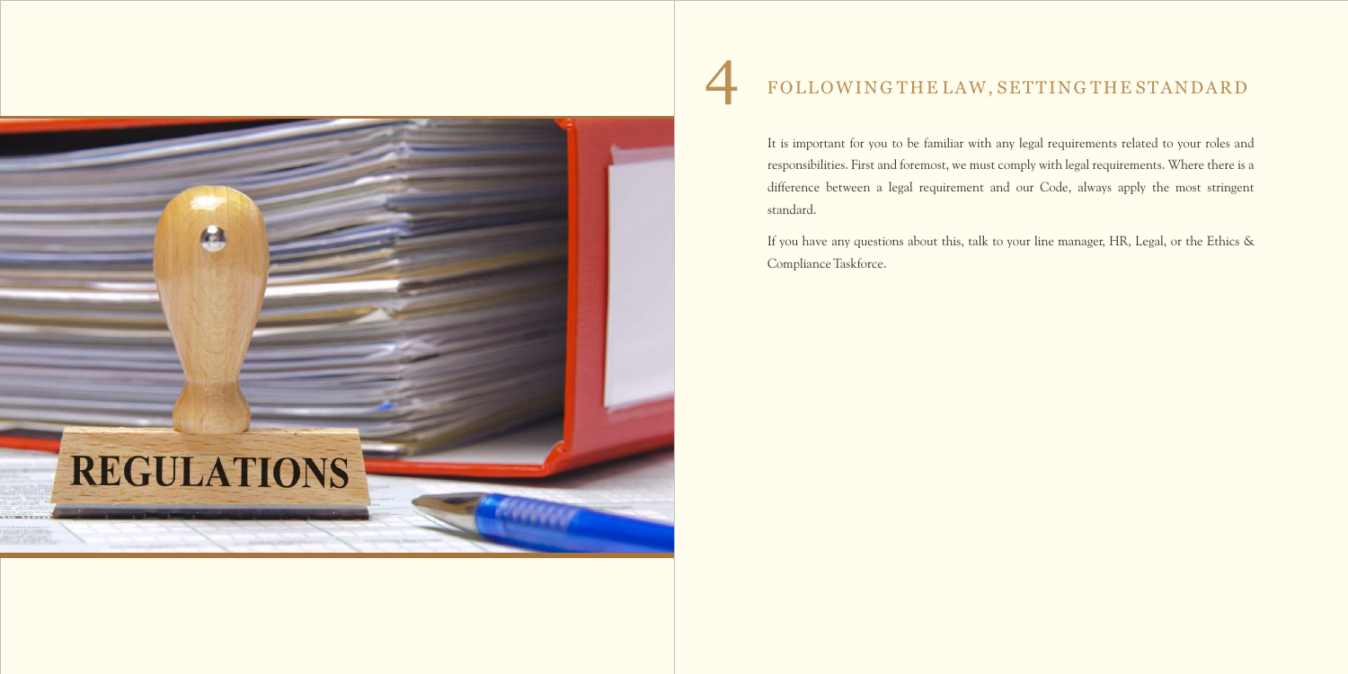# 4 FOLLOWING THE LAW, SETTING THE STANDARD

It is important for you to be familiar with any legal requirements related to your roles and responsibilities. First and foremost, we must comply with legal requirements. Where there is a difference between a legal requirement and our Code, always apply the most stringent standard.

If you have any questions about this, talk to your line manager, HR, Legal, or the Ethics & Compliance Taskforce.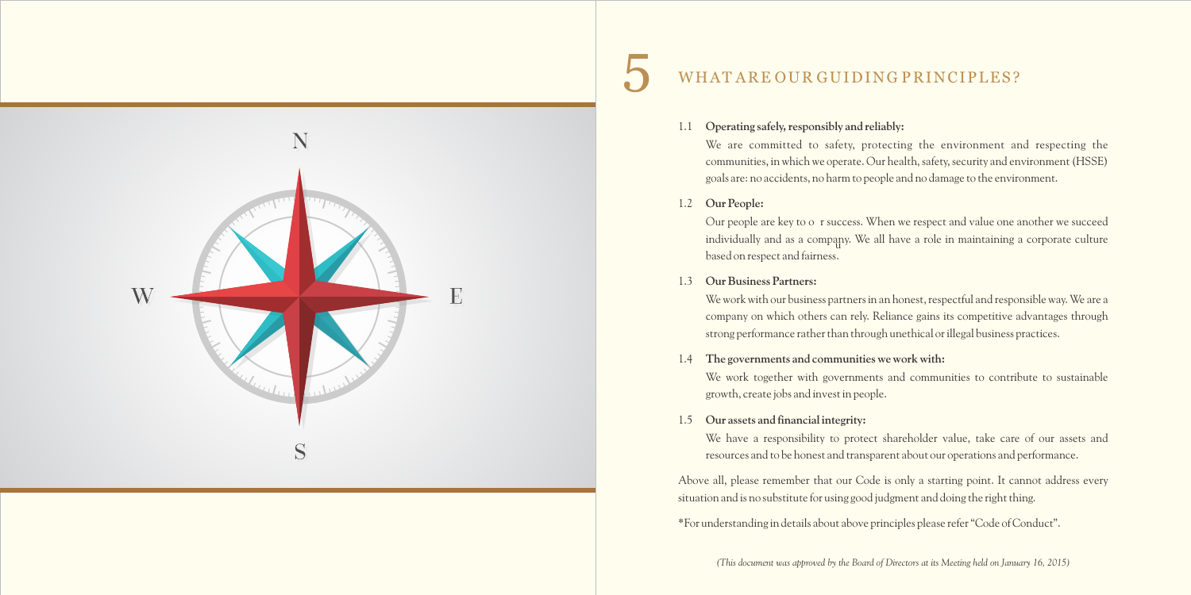# 5 WHAT ARE OUR GUIDING PRINCIPLES?

1.1 **Operating safely, responsibly and reliably:**

We are committed to safety, protecting the environment and respecting the communities, in which we operate. Our health, safety, security and environment (HSSE) goals are: no accidents, no harm to people and no damage to the environment.

1.2 **Our People:**

Our people are key to our success. When we respect and value one another we succeed individually and as a company. We all have a role in maintaining a corporate culture based on respect and fairness.

1.3 **Our Business Partners:**

We work with our business partners in an honest, respectful and responsible way. We are a company on which others can rely. Reliance gains its competitive advantages through strong performance rather than through unethical or illegal business practices.

1.4 **The governments and communities we work with:**

We work together with governments and communities to contribute to sustainable growth, create jobs and invest in people.

1.5 **Our assets and financial integrity:**

We have a responsibility to protect shareholder value, take care of our assets and resources and to be honest and transparent about our operations and performance.

Above all, please remember that our Code is only a starting point. It cannot address every situation and is no substitute for using good judgment and doing the right thing.

*For understanding in details about above principles please refer "Code of Conduct".

*(This document was approved by the Board of Directors at its Meeting held on January 16, 2015)*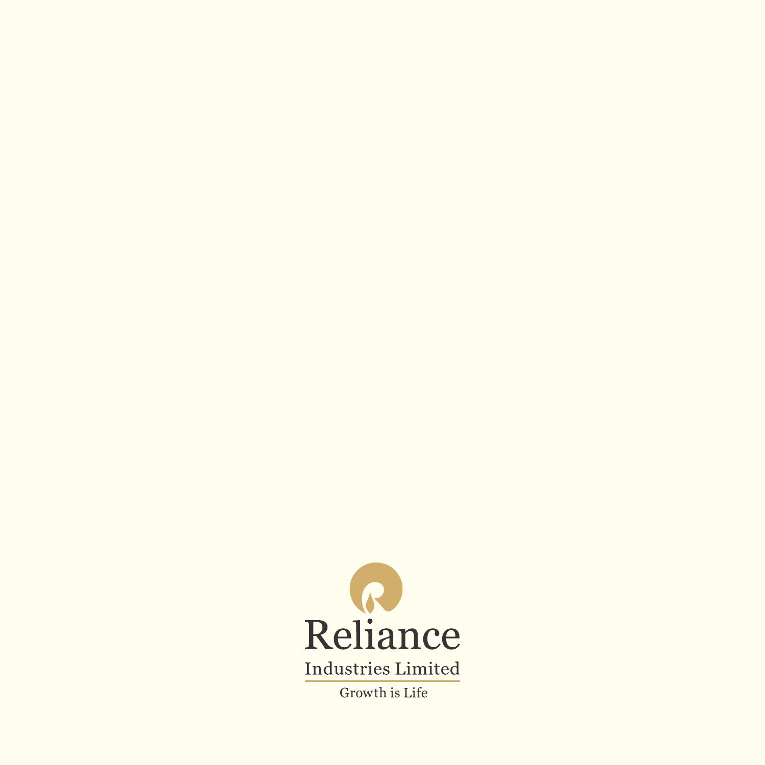Reliance

Industries Limited

Growth is Life